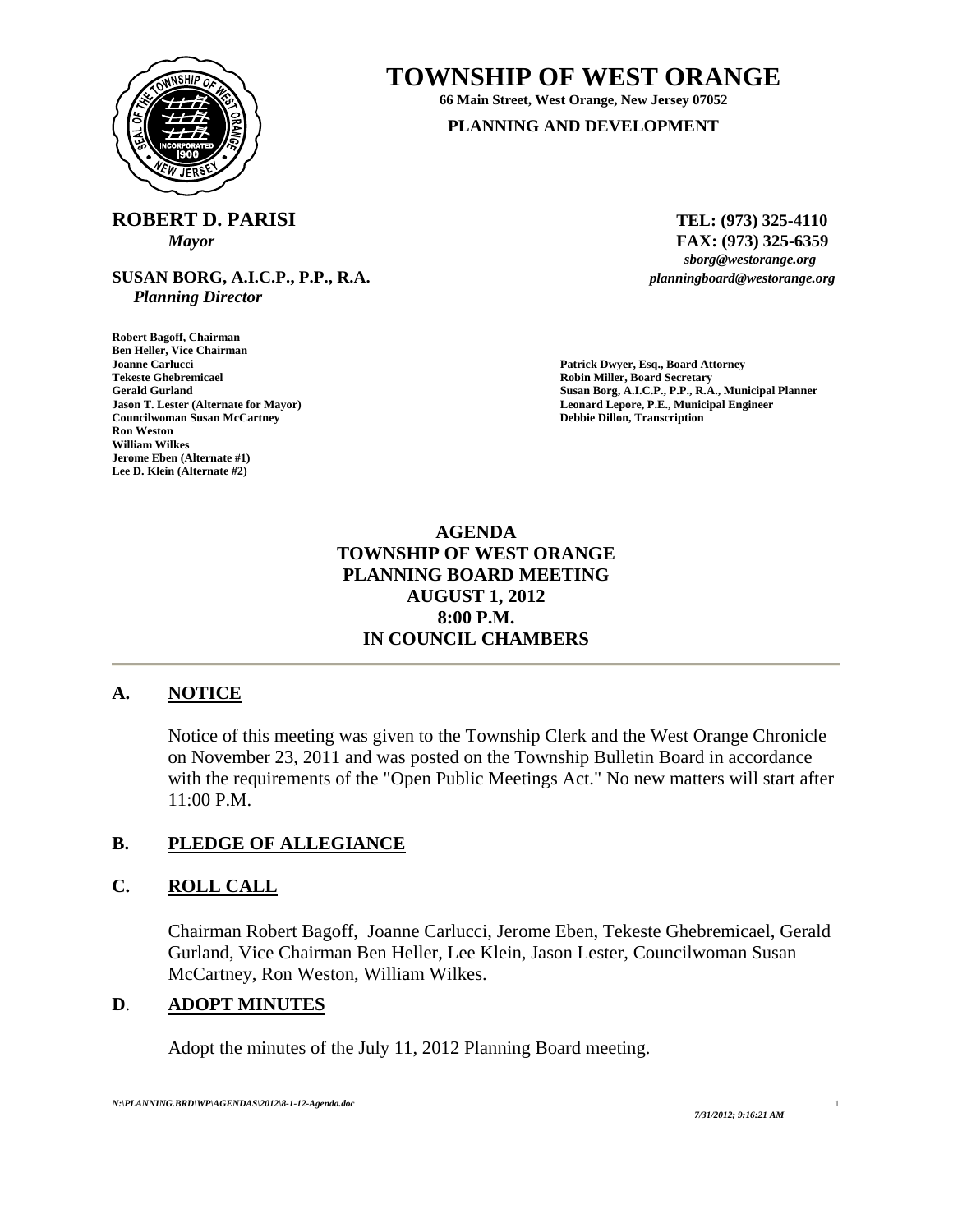# TOWNSHIP OF WEST ORANGE

**66 Main Street, West Orange, New Jersey 07052**

**PLANNING AND DEVELOPMENT**

**ROBERT D. PARISI**
*Mayor*

**TEL: (973) 325-4110**
**FAX: (973) 325-6359**
*sborg@westorange.org*

**SUSAN BORG, A.I.C.P., P.P., R.A.**
*Planning Director*

*planningboard@westorange.org*

**Robert Bagoff, Chairman**
**Ben Heller, Vice Chairman**
**Joanne Carlucci**
**Tekeste Ghebremicael**
**Gerald Gurland**
**Jason T. Lester (Alternate for Mayor)**
**Councilwoman Susan McCartney**
**Ron Weston**
**William Wilkes**
**Jerome Eben (Alternate #1)**
**Lee D. Klein (Alternate #2)**

**Patrick Dwyer, Esq., Board Attorney**
**Robin Miller, Board Secretary**
**Susan Borg, A.I.C.P., P.P., R.A., Municipal Planner**
**Leonard Lepore, P.E., Municipal Engineer**
**Debbie Dillon, Transcription**

## AGENDA
## TOWNSHIP OF WEST ORANGE
## PLANNING BOARD MEETING
## AUGUST 1, 2012
## 8:00 P.M.
## IN COUNCIL CHAMBERS

---

### A. NOTICE

Notice of this meeting was given to the Township Clerk and the West Orange Chronicle on November 23, 2011 and was posted on the Township Bulletin Board in accordance with the requirements of the "Open Public Meetings Act." No new matters will start after 11:00 P.M.

### B. PLEDGE OF ALLEGIANCE

### C. ROLL CALL

Chairman Robert Bagoff, Joanne Carlucci, Jerome Eben, Tekeste Ghebremicael, Gerald Gurland, Vice Chairman Ben Heller, Lee Klein, Jason Lester, Councilwoman Susan McCartney, Ron Weston, William Wilkes.

### D. ADOPT MINUTES

Adopt the minutes of the July 11, 2012 Planning Board meeting.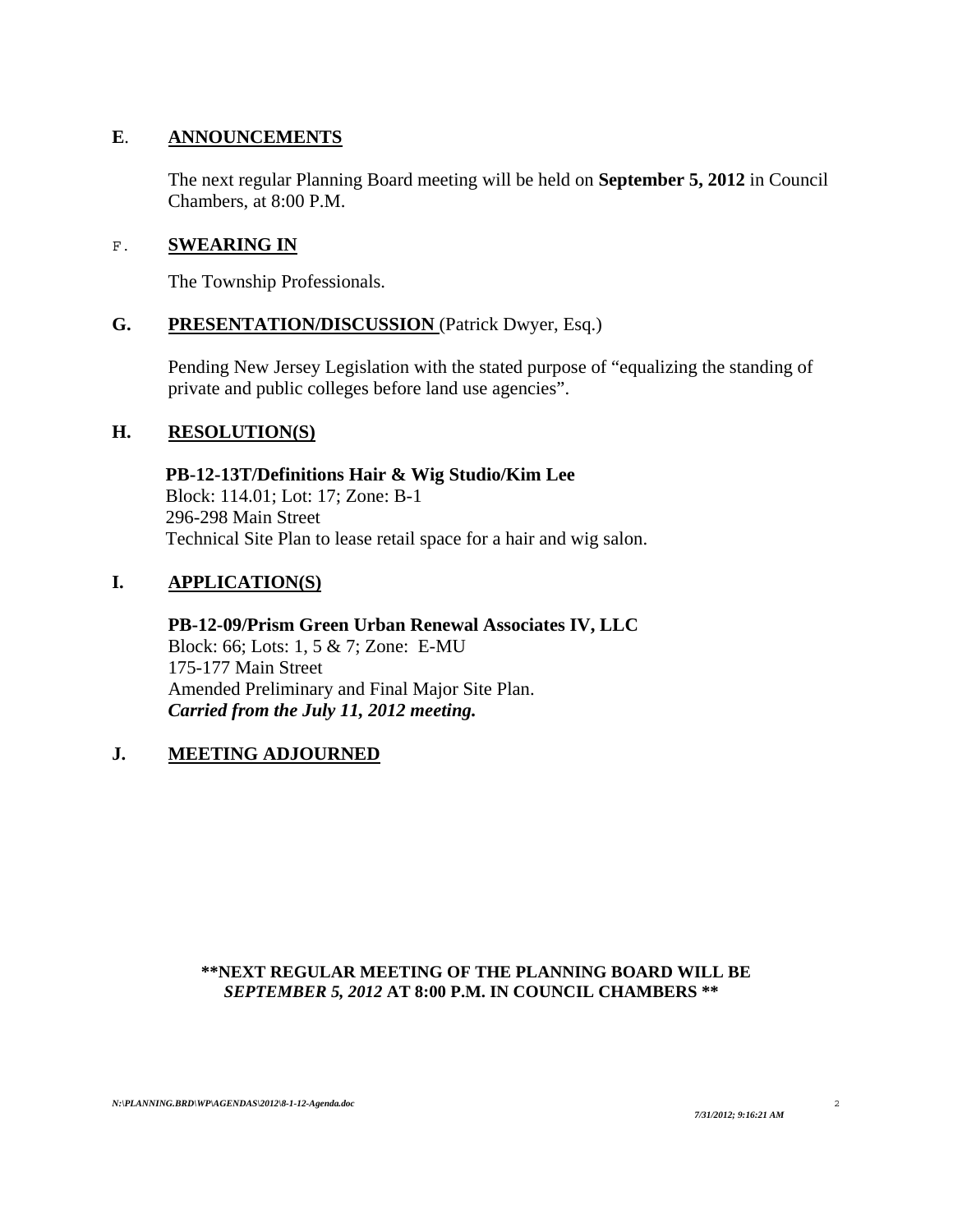## E. ANNOUNCEMENTS

The next regular Planning Board meeting will be held on **September 5, 2012** in Council Chambers, at 8:00 P.M.

## F. SWEARING IN

The Township Professionals.

## G. PRESENTATION/DISCUSSION (Patrick Dwyer, Esq.)

Pending New Jersey Legislation with the stated purpose of "equalizing the standing of private and public colleges before land use agencies".

## H. RESOLUTION(S)

**PB-12-13T/Definitions Hair & Wig Studio/Kim Lee**
Block: 114.01; Lot: 17; Zone: B-1
296-298 Main Street
Technical Site Plan to lease retail space for a hair and wig salon.

## I. APPLICATION(S)

**PB-12-09/Prism Green Urban Renewal Associates IV, LLC**
Block: 66; Lots: 1, 5 & 7; Zone: E-MU
175-177 Main Street
Amended Preliminary and Final Major Site Plan.
***Carried from the July 11, 2012 meeting.***

## J. MEETING ADJOURNED

**\*\*NEXT REGULAR MEETING OF THE PLANNING BOARD WILL BE *SEPTEMBER 5, 2012* AT 8:00 P.M. IN COUNCIL CHAMBERS \*\***

*N:\PLANNING.BRD\WP\AGENDAS\2012\8-1-12-Agenda.doc*

*7/31/2012; 9:16:21 AM*